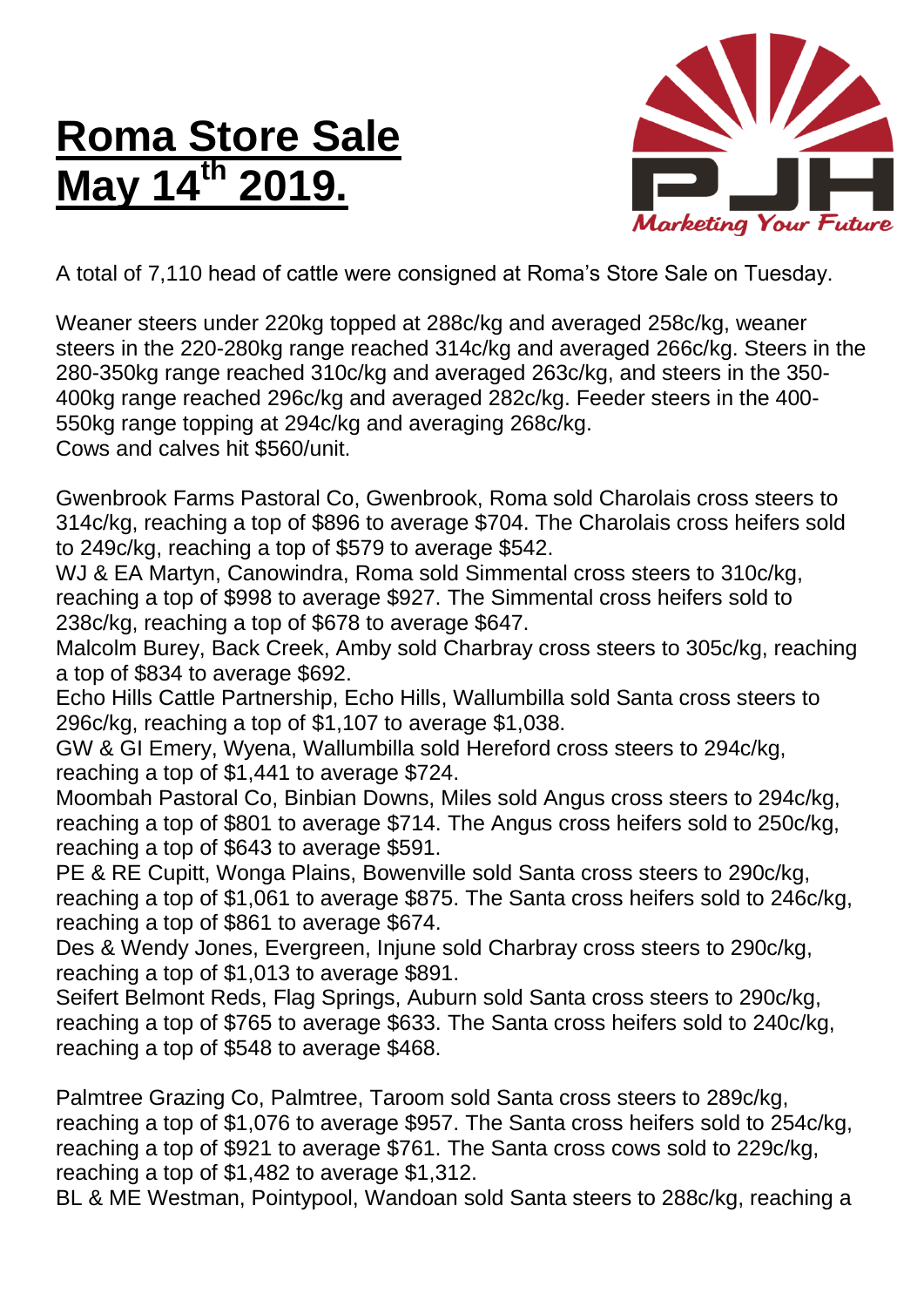# Roma Store Sale May 14th 2019.

A total of 7,110 head of cattle were consigned at Roma's Store Sale on Tuesday.

Weaner steers under 220kg topped at 288c/kg and averaged 258c/kg, weaner steers in the 220-280kg range reached 314c/kg and averaged 266c/kg. Steers in the 280-350kg range reached 310c/kg and averaged 263c/kg, and steers in the 350-400kg range reached 296c/kg and averaged 282c/kg. Feeder steers in the 400-550kg range topping at 294c/kg and averaging 268c/kg.
Cows and calves hit $560/unit.

Gwenbrook Farms Pastoral Co, Gwenbrook, Roma sold Charolais cross steers to 314c/kg, reaching a top of $896 to average $704. The Charolais cross heifers sold to 249c/kg, reaching a top of $579 to average $542.
WJ & EA Martyn, Canowindra, Roma sold Simmental cross steers to 310c/kg, reaching a top of $998 to average $927. The Simmental cross heifers sold to 238c/kg, reaching a top of $678 to average $647.
Malcolm Burey, Back Creek, Amby sold Charbray cross steers to 305c/kg, reaching a top of $834 to average $692.
Echo Hills Cattle Partnership, Echo Hills, Wallumbilla sold Santa cross steers to 296c/kg, reaching a top of $1,107 to average $1,038.
GW & GI Emery, Wyena, Wallumbilla sold Hereford cross steers to 294c/kg, reaching a top of $1,441 to average $724.
Moombah Pastoral Co, Binbian Downs, Miles sold Angus cross steers to 294c/kg, reaching a top of $801 to average $714. The Angus cross heifers sold to 250c/kg, reaching a top of $643 to average $591.
PE & RE Cupitt, Wonga Plains, Bowenville sold Santa cross steers to 290c/kg, reaching a top of $1,061 to average $875. The Santa cross heifers sold to 246c/kg, reaching a top of $861 to average $674.
Des & Wendy Jones, Evergreen, Injune sold Charbray cross steers to 290c/kg, reaching a top of $1,013 to average $891.
Seifert Belmont Reds, Flag Springs, Auburn sold Santa cross steers to 290c/kg, reaching a top of $765 to average $633. The Santa cross heifers sold to 240c/kg, reaching a top of $548 to average $468.

Palmtree Grazing Co, Palmtree, Taroom sold Santa cross steers to 289c/kg, reaching a top of $1,076 to average $957. The Santa cross heifers sold to 254c/kg, reaching a top of $921 to average $761. The Santa cross cows sold to 229c/kg, reaching a top of $1,482 to average $1,312.
BL & ME Westman, Pointypool, Wandoan sold Santa steers to 288c/kg, reaching a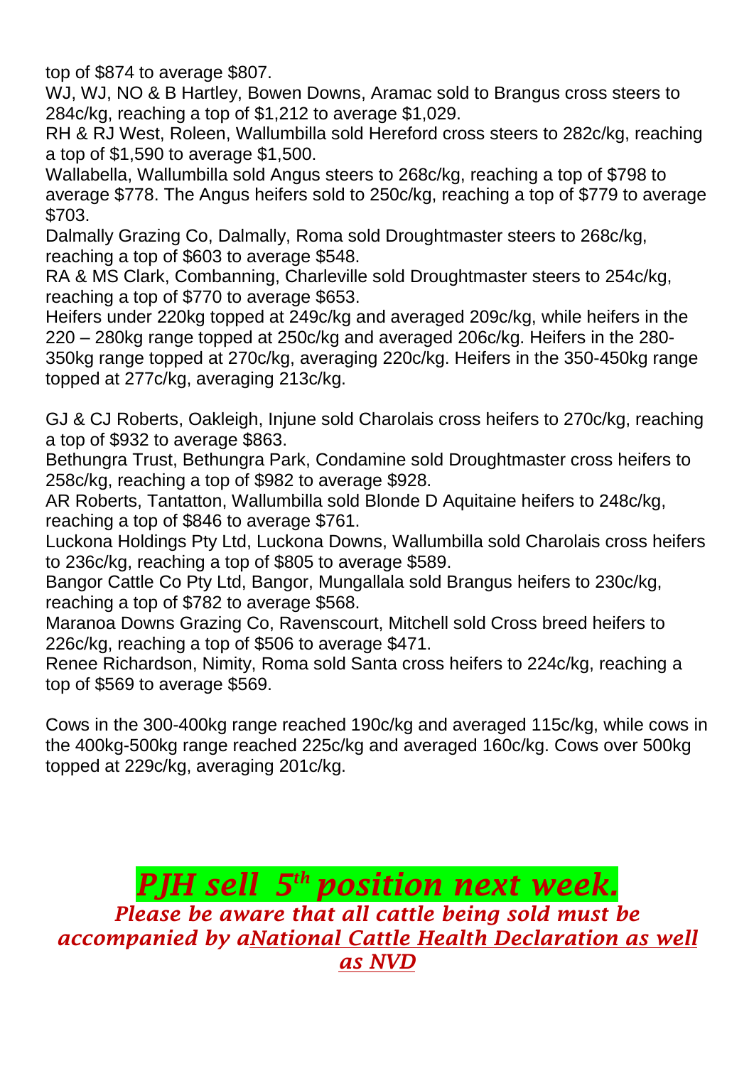top of $874 to average $807.
WJ, WJ, NO & B Hartley, Bowen Downs, Aramac sold to Brangus cross steers to 284c/kg, reaching a top of $1,212 to average $1,029.
RH & RJ West, Roleen, Wallumbilla sold Hereford cross steers to 282c/kg, reaching a top of $1,590 to average $1,500.
Wallabella, Wallumbilla sold Angus steers to 268c/kg, reaching a top of $798 to average $778. The Angus heifers sold to 250c/kg, reaching a top of $779 to average $703.
Dalmally Grazing Co, Dalmally, Roma sold Droughtmaster steers to 268c/kg, reaching a top of $603 to average $548.
RA & MS Clark, Combanning, Charleville sold Droughtmaster steers to 254c/kg, reaching a top of $770 to average $653.
Heifers under 220kg topped at 249c/kg and averaged 209c/kg, while heifers in the 220 – 280kg range topped at 250c/kg and averaged 206c/kg. Heifers in the 280-350kg range topped at 270c/kg, averaging 220c/kg. Heifers in the 350-450kg range topped at 277c/kg, averaging 213c/kg.

GJ & CJ Roberts, Oakleigh, Injune sold Charolais cross heifers to 270c/kg, reaching a top of $932 to average $863.
Bethungra Trust, Bethungra Park, Condamine sold Droughtmaster cross heifers to 258c/kg, reaching a top of $982 to average $928.
AR Roberts, Tantatton, Wallumbilla sold Blonde D Aquitaine heifers to 248c/kg, reaching a top of $846 to average $761.
Luckona Holdings Pty Ltd, Luckona Downs, Wallumbilla sold Charolais cross heifers to 236c/kg, reaching a top of $805 to average $589.
Bangor Cattle Co Pty Ltd, Bangor, Mungallala sold Brangus heifers to 230c/kg, reaching a top of $782 to average $568.
Maranoa Downs Grazing Co, Ravenscourt, Mitchell sold Cross breed heifers to 226c/kg, reaching a top of $506 to average $471.
Renee Richardson, Nimity, Roma sold Santa cross heifers to 224c/kg, reaching a top of $569 to average $569.

Cows in the 300-400kg range reached 190c/kg and averaged 115c/kg, while cows in the 400kg-500kg range reached 225c/kg and averaged 160c/kg. Cows over 500kg topped at 229c/kg, averaging 201c/kg.

***PJH sell 5th position next week.***

***Please be aware that all cattle being sold must be accompanied by aNational Cattle Health Declaration as well as NVD***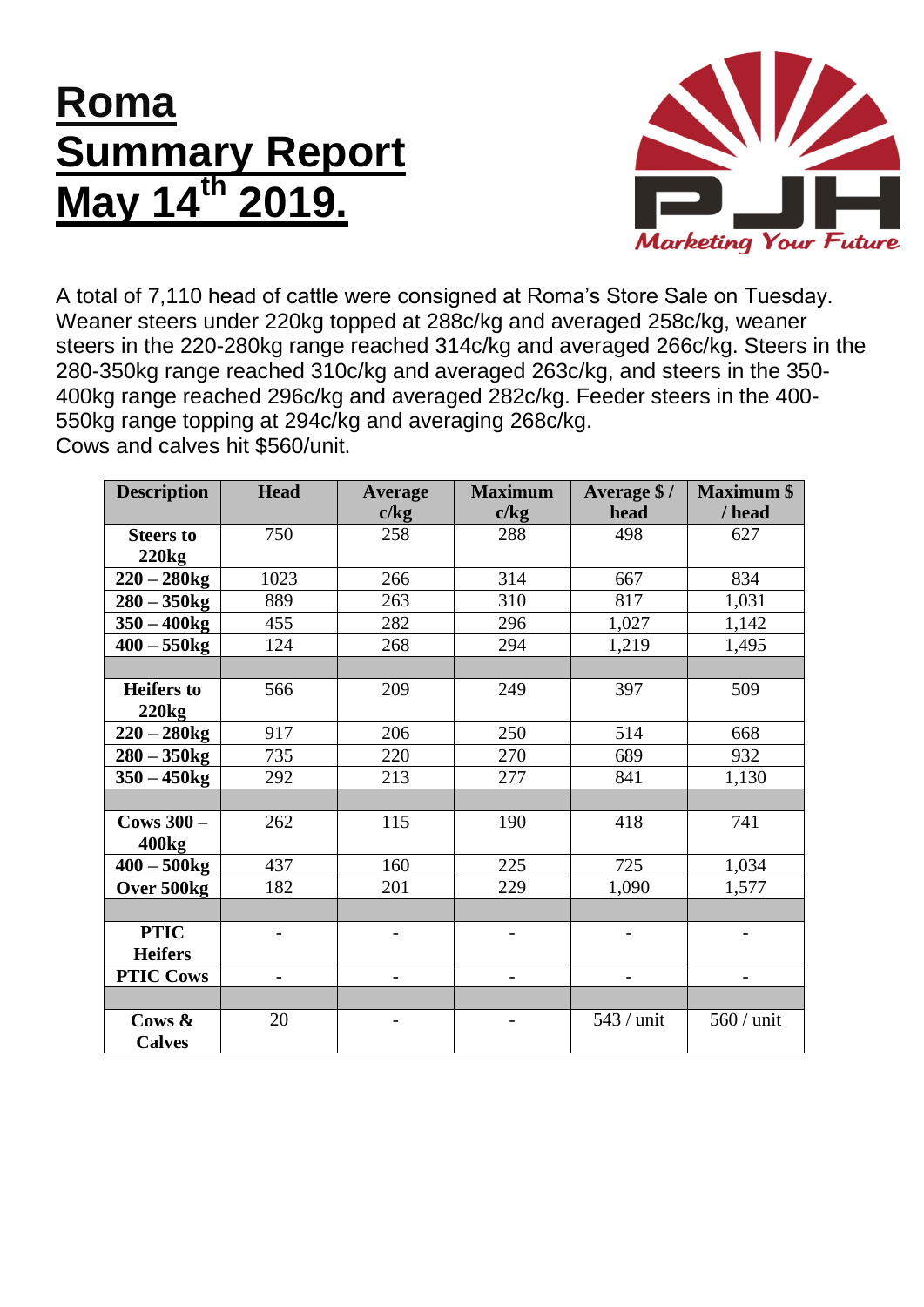# Roma Summary Report May 14th 2019.

PJH
Marketing Your Future

A total of 7,110 head of cattle were consigned at Roma's Store Sale on Tuesday. Weaner steers under 220kg topped at 288c/kg and averaged 258c/kg, weaner steers in the 220-280kg range reached 314c/kg and averaged 266c/kg. Steers in the 280-350kg range reached 310c/kg and averaged 263c/kg, and steers in the 350-400kg range reached 296c/kg and averaged 282c/kg. Feeder steers in the 400-550kg range topping at 294c/kg and averaging 268c/kg.
Cows and calves hit $560/unit.

| Description | Head | Average c/kg | Maximum c/kg | Average $ / head | Maximum $ / head |
|---|---|---|---|---|---|
| **Steers to 220kg** | 750 | 258 | 288 | 498 | 627 |
| **220 – 280kg** | 1023 | 266 | 314 | 667 | 834 |
| **280 – 350kg** | 889 | 263 | 310 | 817 | 1,031 |
| **350 – 400kg** | 455 | 282 | 296 | 1,027 | 1,142 |
| **400 – 550kg** | 124 | 268 | 294 | 1,219 | 1,495 |
| | | | | | |
| **Heifers to 220kg** | 566 | 209 | 249 | 397 | 509 |
| **220 – 280kg** | 917 | 206 | 250 | 514 | 668 |
| **280 – 350kg** | 735 | 220 | 270 | 689 | 932 |
| **350 – 450kg** | 292 | 213 | 277 | 841 | 1,130 |
| | | | | | |
| **Cows 300 – 400kg** | 262 | 115 | 190 | 418 | 741 |
| **400 – 500kg** | 437 | 160 | 225 | 725 | 1,034 |
| **Over 500kg** | 182 | 201 | 229 | 1,090 | 1,577 |
| | | | | | |
| **PTIC Heifers** | - | - | - | - | - |
| **PTIC Cows** | - | - | - | - | - |
| | | | | | |
| **Cows & Calves** | 20 | - | - | 543 / unit | 560 / unit |